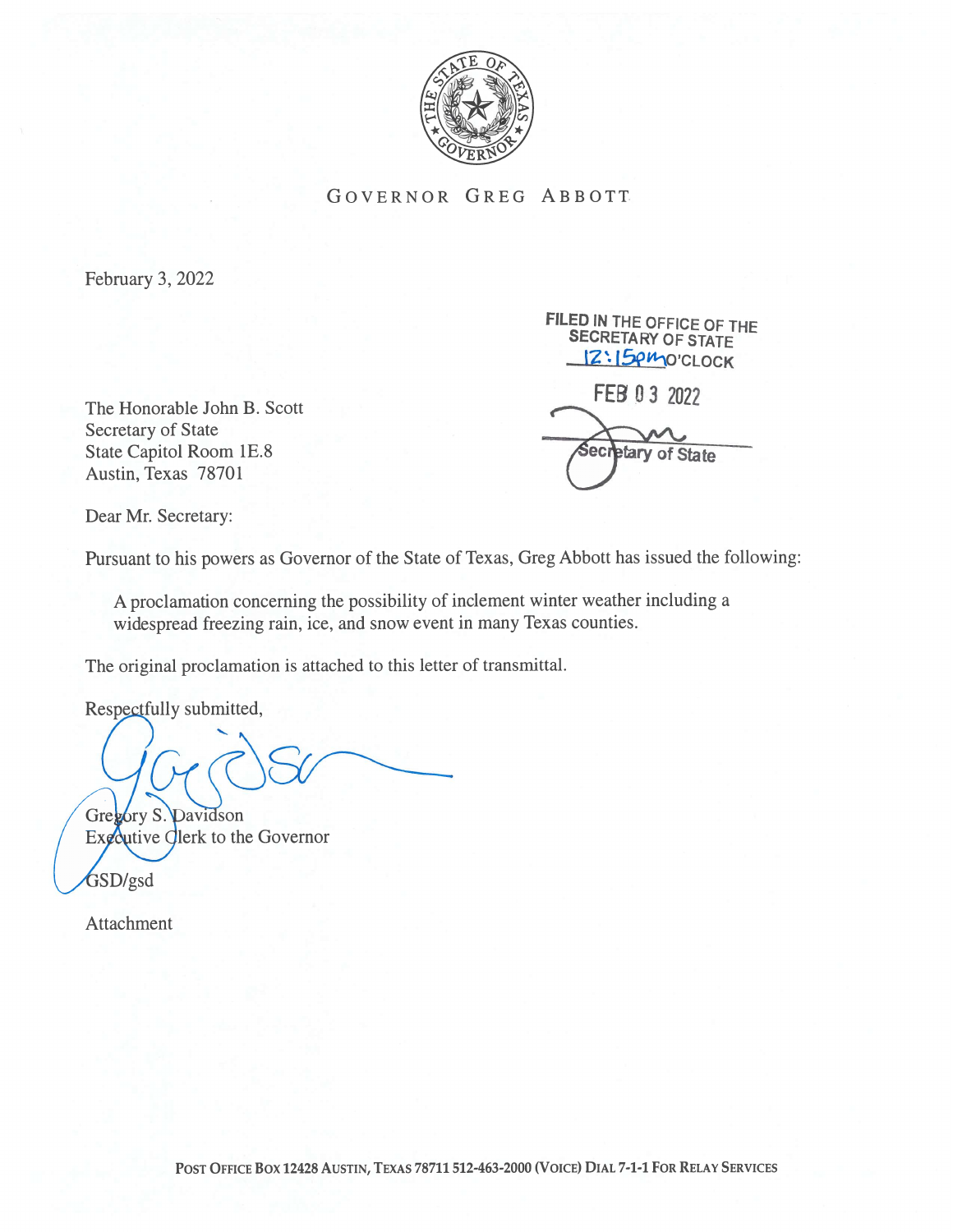GOVERNOR GREG ABBOTT

February 3, 2022

FILED IN THE OFFICE OF THE SECRETARY OF STATE
12:15pm O'CLOCK

FEB 03 2022

Secretary of State

The Honorable John B. Scott
Secretary of State
State Capitol Room 1E.8
Austin, Texas 78701

Dear Mr. Secretary:

Pursuant to his powers as Governor of the State of Texas, Greg Abbott has issued the following:

> A proclamation concerning the possibility of inclement winter weather including a widespread freezing rain, ice, and snow event in many Texas counties.

The original proclamation is attached to this letter of transmittal.

Respectfully submitted,

Gregory S. Davidson
Executive Clerk to the Governor

GSD/gsd

Attachment

POST OFFICE BOX 12428 AUSTIN, TEXAS 78711 512-463-2000 (VOICE) DIAL 7-1-1 FOR RELAY SERVICES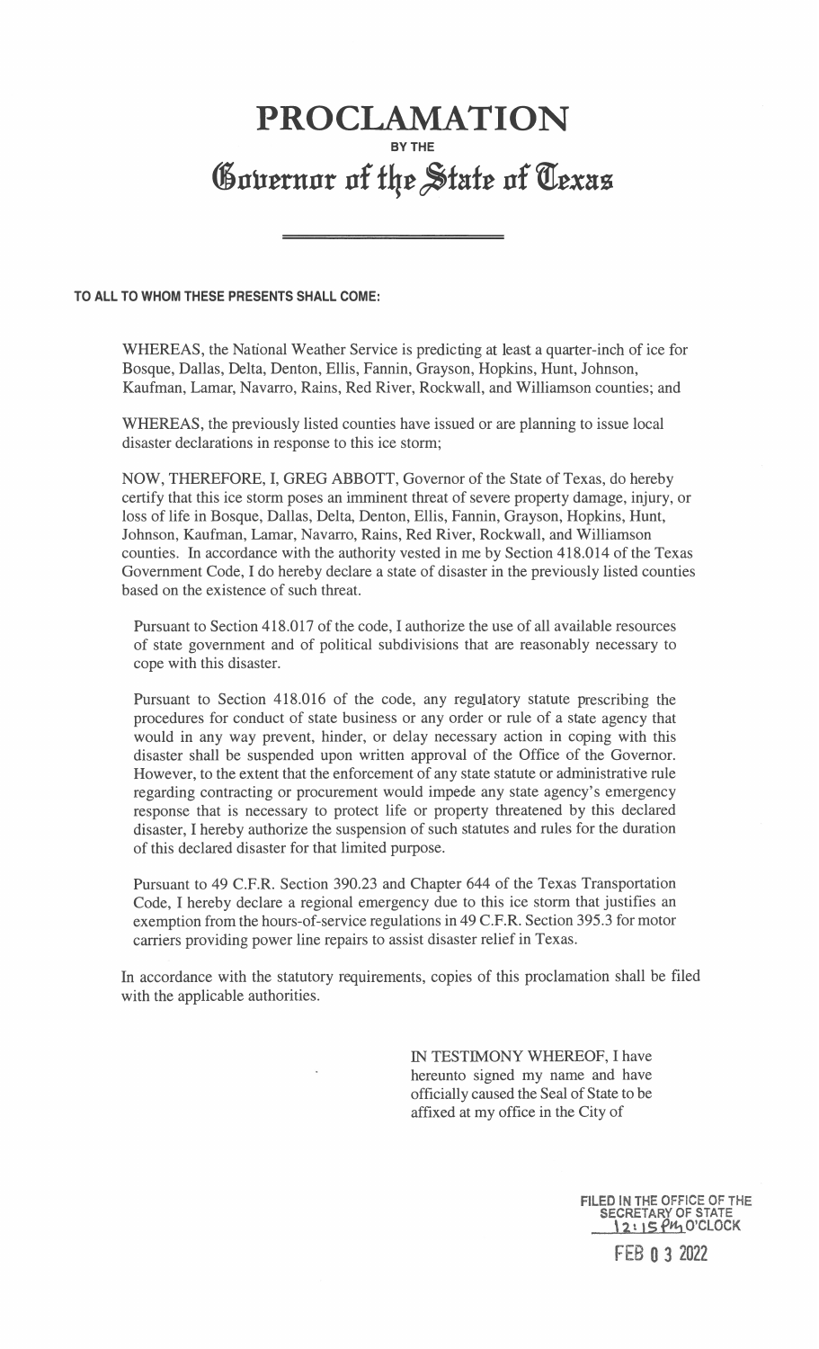# PROCLAMATION

BY THE

# Governor of the State of Texas

**TO ALL TO WHOM THESE PRESENTS SHALL COME:**

WHEREAS, the National Weather Service is predicting at least a quarter-inch of ice for Bosque, Dallas, Delta, Denton, Ellis, Fannin, Grayson, Hopkins, Hunt, Johnson, Kaufman, Lamar, Navarro, Rains, Red River, Rockwall, and Williamson counties; and

WHEREAS, the previously listed counties have issued or are planning to issue local disaster declarations in response to this ice storm;

NOW, THEREFORE, I, GREG ABBOTT, Governor of the State of Texas, do hereby certify that this ice storm poses an imminent threat of severe property damage, injury, or loss of life in Bosque, Dallas, Delta, Denton, Ellis, Fannin, Grayson, Hopkins, Hunt, Johnson, Kaufman, Lamar, Navarro, Rains, Red River, Rockwall, and Williamson counties. In accordance with the authority vested in me by Section 418.014 of the Texas Government Code, I do hereby declare a state of disaster in the previously listed counties based on the existence of such threat.

Pursuant to Section 418.017 of the code, I authorize the use of all available resources of state government and of political subdivisions that are reasonably necessary to cope with this disaster.

Pursuant to Section 418.016 of the code, any regulatory statute prescribing the procedures for conduct of state business or any order or rule of a state agency that would in any way prevent, hinder, or delay necessary action in coping with this disaster shall be suspended upon written approval of the Office of the Governor. However, to the extent that the enforcement of any state statute or administrative rule regarding contracting or procurement would impede any state agency's emergency response that is necessary to protect life or property threatened by this declared disaster, I hereby authorize the suspension of such statutes and rules for the duration of this declared disaster for that limited purpose.

Pursuant to 49 C.F.R. Section 390.23 and Chapter 644 of the Texas Transportation Code, I hereby declare a regional emergency due to this ice storm that justifies an exemption from the hours-of-service regulations in 49 C.F.R. Section 395.3 for motor carriers providing power line repairs to assist disaster relief in Texas.

In accordance with the statutory requirements, copies of this proclamation shall be filed with the applicable authorities.

IN TESTIMONY WHEREOF, I have hereunto signed my name and have officially caused the Seal of State to be affixed at my office in the City of

FILED IN THE OFFICE OF THE SECRETARY OF STATE
12:15 PM O'CLOCK

FEB 03 2022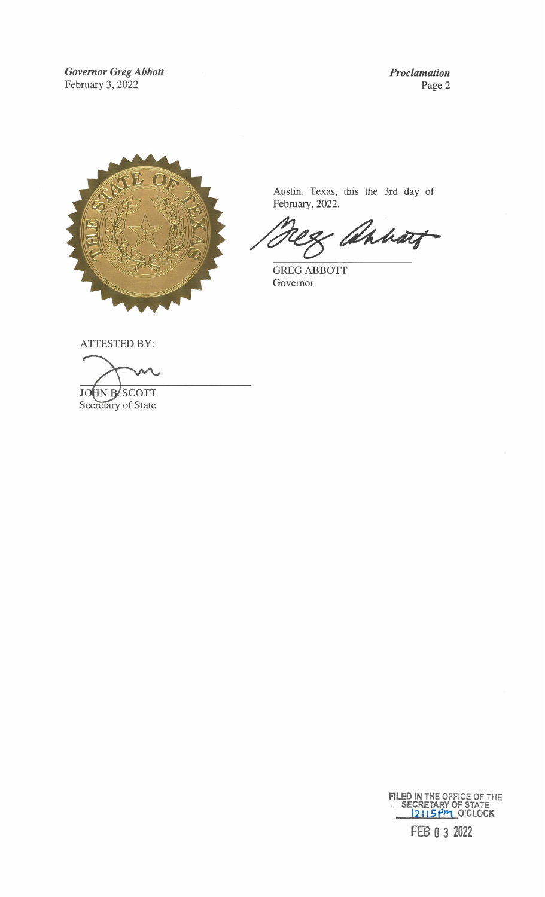Austin, Texas, this the 3rd day of February, 2022.

GREG ABBOTT
Governor

ATTESTED BY:

JOHN B. SCOTT
Secretary of State

FILED IN THE OFFICE OF THE SECRETARY OF STATE
12:15PM O'CLOCK

FEB 03 2022